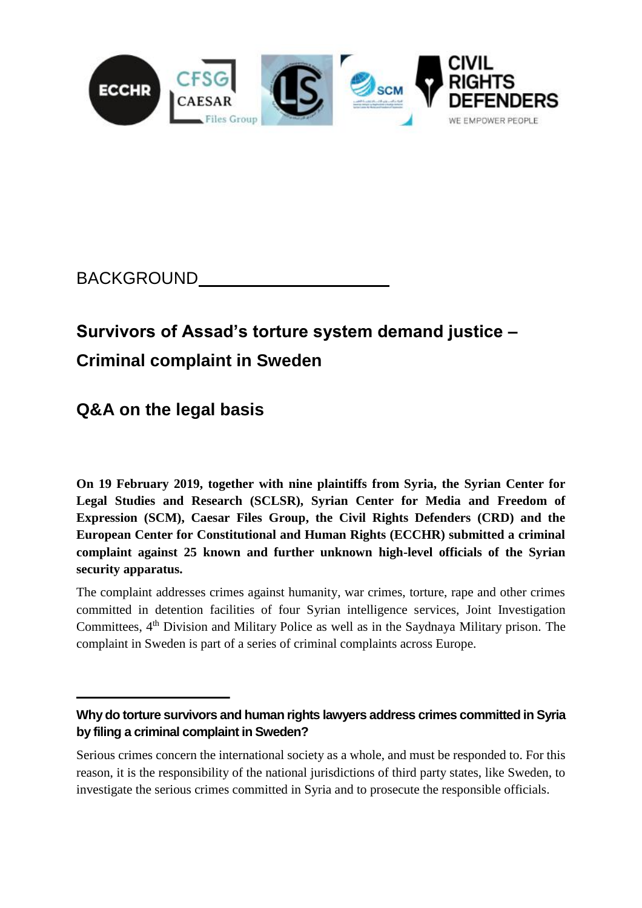BACKGROUND

## Survivors of Assad's torture system demand justice – Criminal complaint in Sweden

## Q&A on the legal basis

**On 19 February 2019, together with nine plaintiffs from Syria, the Syrian Center for Legal Studies and Research (SCLSR), Syrian Center for Media and Freedom of Expression (SCM), Caesar Files Group, the Civil Rights Defenders (CRD) and the European Center for Constitutional and Human Rights (ECCHR) submitted a criminal complaint against 25 known and further unknown high-level officials of the Syrian security apparatus.**

The complaint addresses crimes against humanity, war crimes, torture, rape and other crimes committed in detention facilities of four Syrian intelligence services, Joint Investigation Committees, 4th Division and Military Police as well as in the Saydnaya Military prison. The complaint in Sweden is part of a series of criminal complaints across Europe.

---

**Why do torture survivors and human rights lawyers address crimes committed in Syria by filing a criminal complaint in Sweden?**

Serious crimes concern the international society as a whole, and must be responded to. For this reason, it is the responsibility of the national jurisdictions of third party states, like Sweden, to investigate the serious crimes committed in Syria and to prosecute the responsible officials.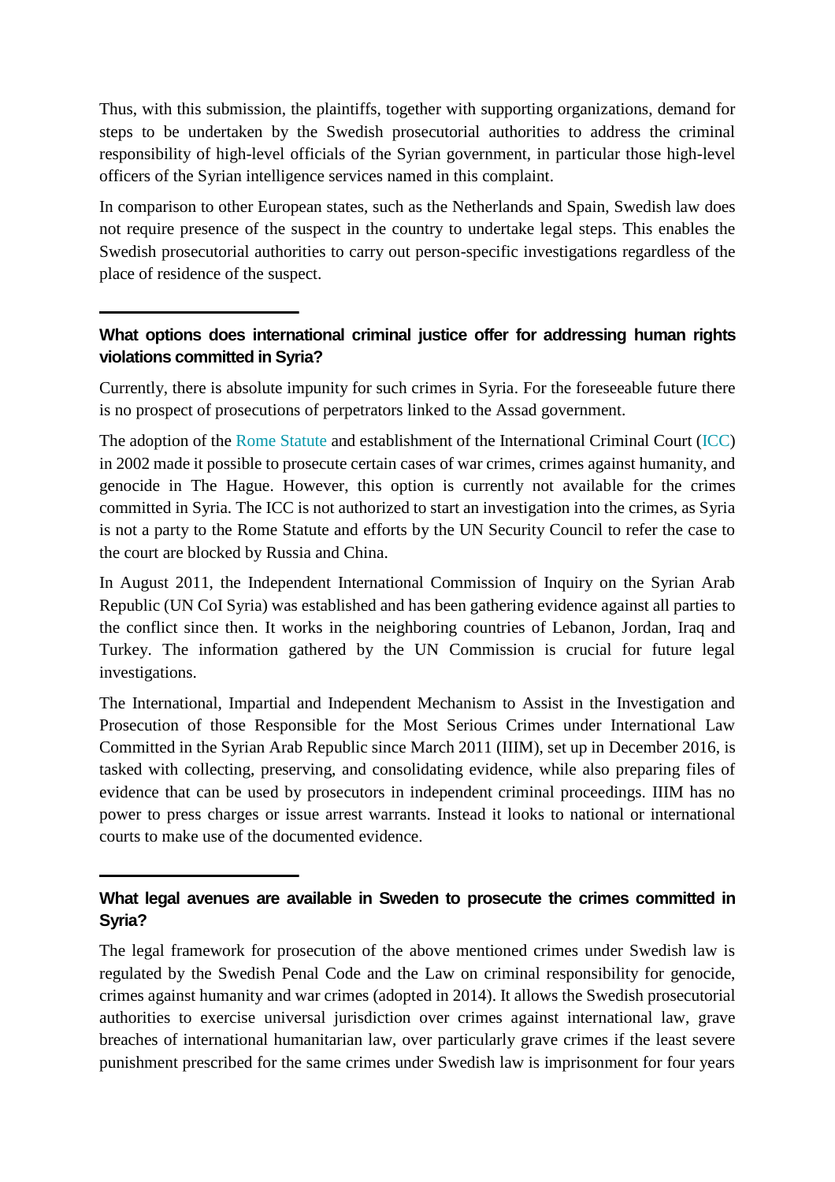Thus, with this submission, the plaintiffs, together with supporting organizations, demand for steps to be undertaken by the Swedish prosecutorial authorities to address the criminal responsibility of high-level officials of the Syrian government, in particular those high-level officers of the Syrian intelligence services named in this complaint.

In comparison to other European states, such as the Netherlands and Spain, Swedish law does not require presence of the suspect in the country to undertake legal steps. This enables the Swedish prosecutorial authorities to carry out person-specific investigations regardless of the place of residence of the suspect.

---

**What options does international criminal justice offer for addressing human rights violations committed in Syria?**

Currently, there is absolute impunity for such crimes in Syria. For the foreseeable future there is no prospect of prosecutions of perpetrators linked to the Assad government.

The adoption of the Rome Statute and establishment of the International Criminal Court (ICC) in 2002 made it possible to prosecute certain cases of war crimes, crimes against humanity, and genocide in The Hague. However, this option is currently not available for the crimes committed in Syria. The ICC is not authorized to start an investigation into the crimes, as Syria is not a party to the Rome Statute and efforts by the UN Security Council to refer the case to the court are blocked by Russia and China.

In August 2011, the Independent International Commission of Inquiry on the Syrian Arab Republic (UN CoI Syria) was established and has been gathering evidence against all parties to the conflict since then. It works in the neighboring countries of Lebanon, Jordan, Iraq and Turkey. The information gathered by the UN Commission is crucial for future legal investigations.

The International, Impartial and Independent Mechanism to Assist in the Investigation and Prosecution of those Responsible for the Most Serious Crimes under International Law Committed in the Syrian Arab Republic since March 2011 (IIIM), set up in December 2016, is tasked with collecting, preserving, and consolidating evidence, while also preparing files of evidence that can be used by prosecutors in independent criminal proceedings. IIIM has no power to press charges or issue arrest warrants. Instead it looks to national or international courts to make use of the documented evidence.

---

**What legal avenues are available in Sweden to prosecute the crimes committed in Syria?**

The legal framework for prosecution of the above mentioned crimes under Swedish law is regulated by the Swedish Penal Code and the Law on criminal responsibility for genocide, crimes against humanity and war crimes (adopted in 2014). It allows the Swedish prosecutorial authorities to exercise universal jurisdiction over crimes against international law, grave breaches of international humanitarian law, over particularly grave crimes if the least severe punishment prescribed for the same crimes under Swedish law is imprisonment for four years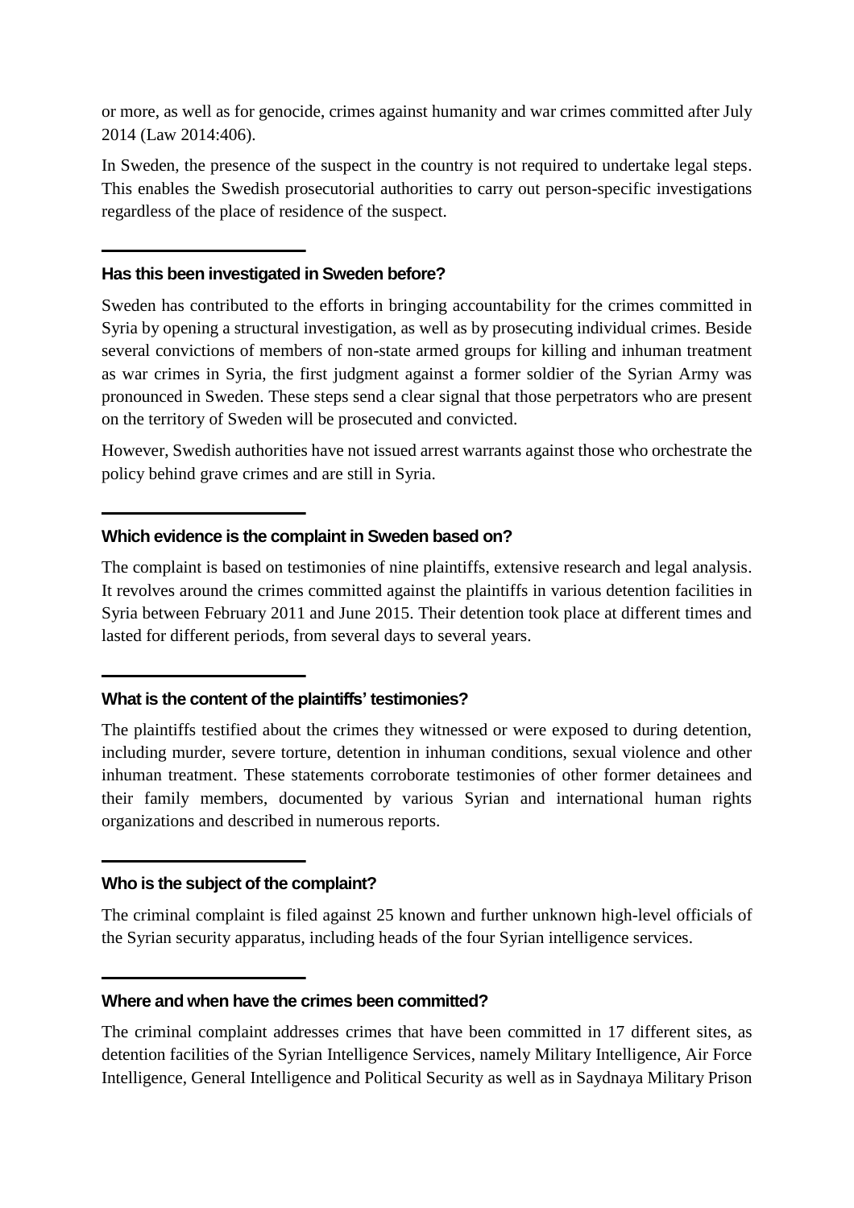or more, as well as for genocide, crimes against humanity and war crimes committed after July 2014 (Law 2014:406).

In Sweden, the presence of the suspect in the country is not required to undertake legal steps. This enables the Swedish prosecutorial authorities to carry out person-specific investigations regardless of the place of residence of the suspect.

---

**Has this been investigated in Sweden before?**

Sweden has contributed to the efforts in bringing accountability for the crimes committed in Syria by opening a structural investigation, as well as by prosecuting individual crimes. Beside several convictions of members of non-state armed groups for killing and inhuman treatment as war crimes in Syria, the first judgment against a former soldier of the Syrian Army was pronounced in Sweden. These steps send a clear signal that those perpetrators who are present on the territory of Sweden will be prosecuted and convicted.

However, Swedish authorities have not issued arrest warrants against those who orchestrate the policy behind grave crimes and are still in Syria.

---

**Which evidence is the complaint in Sweden based on?**

The complaint is based on testimonies of nine plaintiffs, extensive research and legal analysis. It revolves around the crimes committed against the plaintiffs in various detention facilities in Syria between February 2011 and June 2015. Their detention took place at different times and lasted for different periods, from several days to several years.

---

**What is the content of the plaintiffs' testimonies?**

The plaintiffs testified about the crimes they witnessed or were exposed to during detention, including murder, severe torture, detention in inhuman conditions, sexual violence and other inhuman treatment. These statements corroborate testimonies of other former detainees and their family members, documented by various Syrian and international human rights organizations and described in numerous reports.

---

**Who is the subject of the complaint?**

The criminal complaint is filed against 25 known and further unknown high-level officials of the Syrian security apparatus, including heads of the four Syrian intelligence services.

---

**Where and when have the crimes been committed?**

The criminal complaint addresses crimes that have been committed in 17 different sites, as detention facilities of the Syrian Intelligence Services, namely Military Intelligence, Air Force Intelligence, General Intelligence and Political Security as well as in Saydnaya Military Prison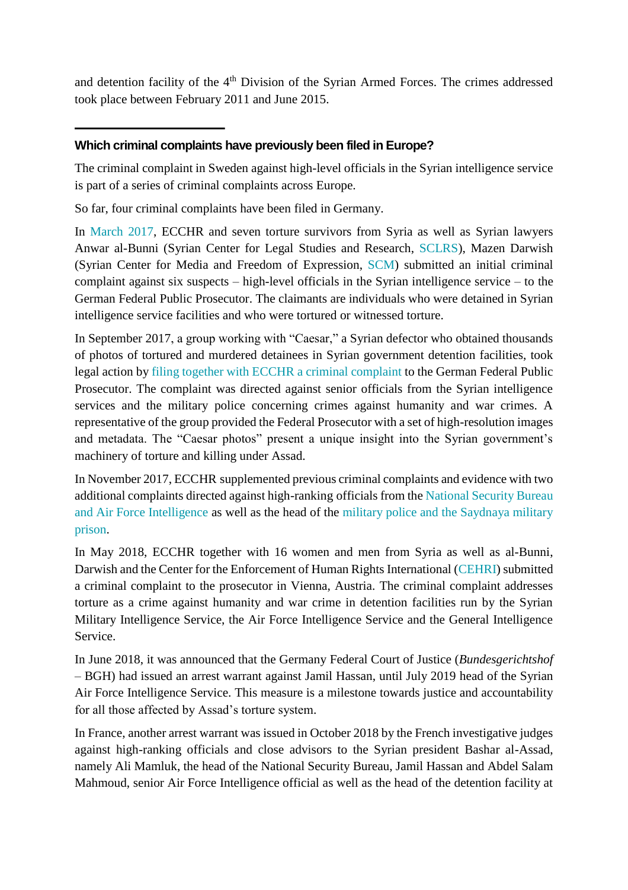and detention facility of the 4th Division of the Syrian Armed Forces. The crimes addressed took place between February 2011 and June 2015.

---

### Which criminal complaints have previously been filed in Europe?

The criminal complaint in Sweden against high-level officials in the Syrian intelligence service is part of a series of criminal complaints across Europe.

So far, four criminal complaints have been filed in Germany.

In March 2017, ECCHR and seven torture survivors from Syria as well as Syrian lawyers Anwar al-Bunni (Syrian Center for Legal Studies and Research, SCLRS), Mazen Darwish (Syrian Center for Media and Freedom of Expression, SCM) submitted an initial criminal complaint against six suspects – high-level officials in the Syrian intelligence service – to the German Federal Public Prosecutor. The claimants are individuals who were detained in Syrian intelligence service facilities and who were tortured or witnessed torture.

In September 2017, a group working with "Caesar," a Syrian defector who obtained thousands of photos of tortured and murdered detainees in Syrian government detention facilities, took legal action by filing together with ECCHR a criminal complaint to the German Federal Public Prosecutor. The complaint was directed against senior officials from the Syrian intelligence services and the military police concerning crimes against humanity and war crimes. A representative of the group provided the Federal Prosecutor with a set of high-resolution images and metadata. The "Caesar photos" present a unique insight into the Syrian government's machinery of torture and killing under Assad.

In November 2017, ECCHR supplemented previous criminal complaints and evidence with two additional complaints directed against high-ranking officials from the National Security Bureau and Air Force Intelligence as well as the head of the military police and the Saydnaya military prison.

In May 2018, ECCHR together with 16 women and men from Syria as well as al-Bunni, Darwish and the Center for the Enforcement of Human Rights International (CEHRI) submitted a criminal complaint to the prosecutor in Vienna, Austria. The criminal complaint addresses torture as a crime against humanity and war crime in detention facilities run by the Syrian Military Intelligence Service, the Air Force Intelligence Service and the General Intelligence Service.

In June 2018, it was announced that the Germany Federal Court of Justice (*Bundesgerichtshof* – BGH) had issued an arrest warrant against Jamil Hassan, until July 2019 head of the Syrian Air Force Intelligence Service. This measure is a milestone towards justice and accountability for all those affected by Assad's torture system.

In France, another arrest warrant was issued in October 2018 by the French investigative judges against high-ranking officials and close advisors to the Syrian president Bashar al-Assad, namely Ali Mamluk, the head of the National Security Bureau, Jamil Hassan and Abdel Salam Mahmoud, senior Air Force Intelligence official as well as the head of the detention facility at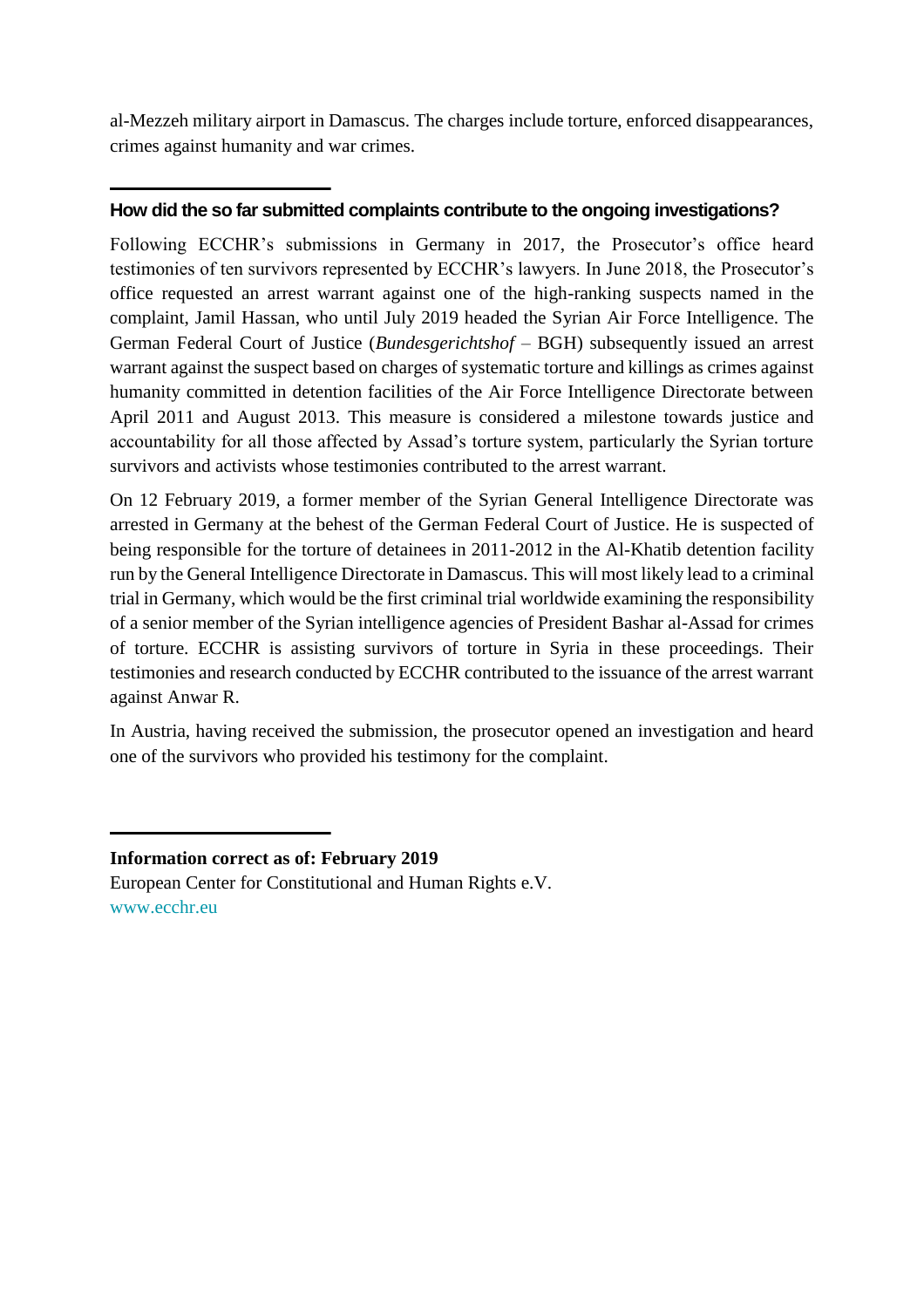al-Mezzeh military airport in Damascus. The charges include torture, enforced disappearances, crimes against humanity and war crimes.

---

**How did the so far submitted complaints contribute to the ongoing investigations?**

Following ECCHR's submissions in Germany in 2017, the Prosecutor's office heard testimonies of ten survivors represented by ECCHR's lawyers. In June 2018, the Prosecutor's office requested an arrest warrant against one of the high-ranking suspects named in the complaint, Jamil Hassan, who until July 2019 headed the Syrian Air Force Intelligence. The German Federal Court of Justice (*Bundesgerichtshof* – BGH) subsequently issued an arrest warrant against the suspect based on charges of systematic torture and killings as crimes against humanity committed in detention facilities of the Air Force Intelligence Directorate between April 2011 and August 2013. This measure is considered a milestone towards justice and accountability for all those affected by Assad's torture system, particularly the Syrian torture survivors and activists whose testimonies contributed to the arrest warrant.

On 12 February 2019, a former member of the Syrian General Intelligence Directorate was arrested in Germany at the behest of the German Federal Court of Justice. He is suspected of being responsible for the torture of detainees in 2011-2012 in the Al-Khatib detention facility run by the General Intelligence Directorate in Damascus. This will most likely lead to a criminal trial in Germany, which would be the first criminal trial worldwide examining the responsibility of a senior member of the Syrian intelligence agencies of President Bashar al-Assad for crimes of torture. ECCHR is assisting survivors of torture in Syria in these proceedings. Their testimonies and research conducted by ECCHR contributed to the issuance of the arrest warrant against Anwar R.

In Austria, having received the submission, the prosecutor opened an investigation and heard one of the survivors who provided his testimony for the complaint.

---

**Information correct as of: February 2019**

European Center for Constitutional and Human Rights e.V.

www.ecchr.eu